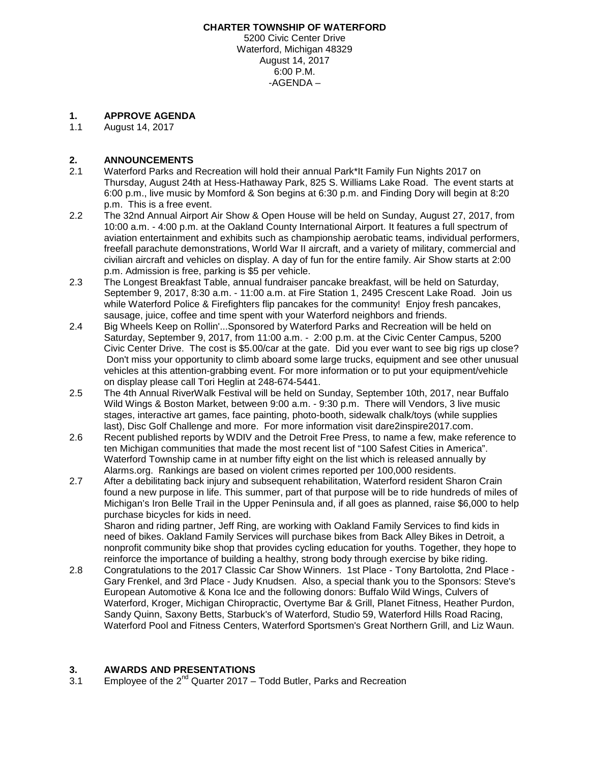**CHARTER TOWNSHIP OF WATERFORD**
5200 Civic Center Drive
Waterford, Michigan 48329
August 14, 2017
6:00 P.M.
-AGENDA –

## 1. APPROVE AGENDA

1.1 August 14, 2017

## 2. ANNOUNCEMENTS

2.1 Waterford Parks and Recreation will hold their annual Park*It Family Fun Nights 2017 on Thursday, August 24th at Hess-Hathaway Park, 825 S. Williams Lake Road. The event starts at 6:00 p.m., live music by Momford & Son begins at 6:30 p.m. and Finding Dory will begin at 8:20 p.m. This is a free event.

2.2 The 32nd Annual Airport Air Show & Open House will be held on Sunday, August 27, 2017, from 10:00 a.m. - 4:00 p.m. at the Oakland County International Airport. It features a full spectrum of aviation entertainment and exhibits such as championship aerobatic teams, individual performers, freefall parachute demonstrations, World War II aircraft, and a variety of military, commercial and civilian aircraft and vehicles on display. A day of fun for the entire family. Air Show starts at 2:00 p.m. Admission is free, parking is $5 per vehicle.

2.3 The Longest Breakfast Table, annual fundraiser pancake breakfast, will be held on Saturday, September 9, 2017, 8:30 a.m. - 11:00 a.m. at Fire Station 1, 2495 Crescent Lake Road. Join us while Waterford Police & Firefighters flip pancakes for the community! Enjoy fresh pancakes, sausage, juice, coffee and time spent with your Waterford neighbors and friends.

2.4 Big Wheels Keep on Rollin'...Sponsored by Waterford Parks and Recreation will be held on Saturday, September 9, 2017, from 11:00 a.m. - 2:00 p.m. at the Civic Center Campus, 5200 Civic Center Drive. The cost is $5.00/car at the gate. Did you ever want to see big rigs up close? Don't miss your opportunity to climb aboard some large trucks, equipment and see other unusual vehicles at this attention-grabbing event. For more information or to put your equipment/vehicle on display please call Tori Heglin at 248-674-5441.

2.5 The 4th Annual RiverWalk Festival will be held on Sunday, September 10th, 2017, near Buffalo Wild Wings & Boston Market, between 9:00 a.m. - 9:30 p.m. There will Vendors, 3 live music stages, interactive art games, face painting, photo-booth, sidewalk chalk/toys (while supplies last), Disc Golf Challenge and more. For more information visit dare2inspire2017.com.

2.6 Recent published reports by WDIV and the Detroit Free Press, to name a few, make reference to ten Michigan communities that made the most recent list of "100 Safest Cities in America". Waterford Township came in at number fifty eight on the list which is released annually by Alarms.org. Rankings are based on violent crimes reported per 100,000 residents.

2.7 After a debilitating back injury and subsequent rehabilitation, Waterford resident Sharon Crain found a new purpose in life. This summer, part of that purpose will be to ride hundreds of miles of Michigan's Iron Belle Trail in the Upper Peninsula and, if all goes as planned, raise $6,000 to help purchase bicycles for kids in need.
Sharon and riding partner, Jeff Ring, are working with Oakland Family Services to find kids in need of bikes. Oakland Family Services will purchase bikes from Back Alley Bikes in Detroit, a nonprofit community bike shop that provides cycling education for youths. Together, they hope to reinforce the importance of building a healthy, strong body through exercise by bike riding.

2.8 Congratulations to the 2017 Classic Car Show Winners. 1st Place - Tony Bartolotta, 2nd Place - Gary Frenkel, and 3rd Place - Judy Knudsen. Also, a special thank you to the Sponsors: Steve's European Automotive & Kona Ice and the following donors: Buffalo Wild Wings, Culvers of Waterford, Kroger, Michigan Chiropractic, Overtyme Bar & Grill, Planet Fitness, Heather Purdon, Sandy Quinn, Saxony Betts, Starbuck's of Waterford, Studio 59, Waterford Hills Road Racing, Waterford Pool and Fitness Centers, Waterford Sportsmen's Great Northern Grill, and Liz Waun.

## 3. AWARDS AND PRESENTATIONS

3.1 Employee of the 2nd Quarter 2017 – Todd Butler, Parks and Recreation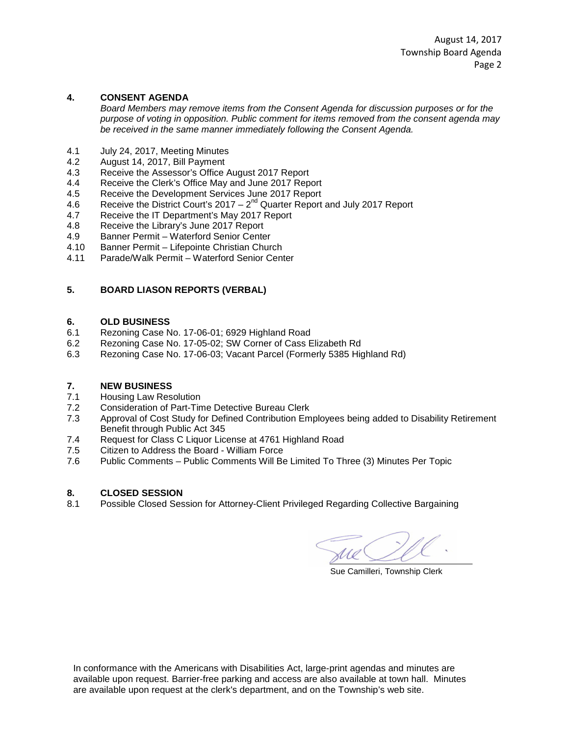## 4. CONSENT AGENDA

*Board Members may remove items from the Consent Agenda for discussion purposes or for the purpose of voting in opposition. Public comment for items removed from the consent agenda may be received in the same manner immediately following the Consent Agenda.*

4.1 July 24, 2017, Meeting Minutes
4.2 August 14, 2017, Bill Payment
4.3 Receive the Assessor's Office August 2017 Report
4.4 Receive the Clerk's Office May and June 2017 Report
4.5 Receive the Development Services June 2017 Report
4.6 Receive the District Court's 2017 – 2nd Quarter Report and July 2017 Report
4.7 Receive the IT Department's May 2017 Report
4.8 Receive the Library's June 2017 Report
4.9 Banner Permit – Waterford Senior Center
4.10 Banner Permit – Lifepointe Christian Church
4.11 Parade/Walk Permit – Waterford Senior Center

## 5. BOARD LIASON REPORTS (VERBAL)

## 6. OLD BUSINESS

6.1 Rezoning Case No. 17-06-01; 6929 Highland Road
6.2 Rezoning Case No. 17-05-02; SW Corner of Cass Elizabeth Rd
6.3 Rezoning Case No. 17-06-03; Vacant Parcel (Formerly 5385 Highland Rd)

## 7. NEW BUSINESS

7.1 Housing Law Resolution
7.2 Consideration of Part-Time Detective Bureau Clerk
7.3 Approval of Cost Study for Defined Contribution Employees being added to Disability Retirement Benefit through Public Act 345
7.4 Request for Class C Liquor License at 4761 Highland Road
7.5 Citizen to Address the Board - William Force
7.6 Public Comments – Public Comments Will Be Limited To Three (3) Minutes Per Topic

## 8. CLOSED SESSION

8.1 Possible Closed Session for Attorney-Client Privileged Regarding Collective Bargaining

Sue Camilleri, Township Clerk

In conformance with the Americans with Disabilities Act, large-print agendas and minutes are available upon request. Barrier-free parking and access are also available at town hall. Minutes are available upon request at the clerk's department, and on the Township's web site.